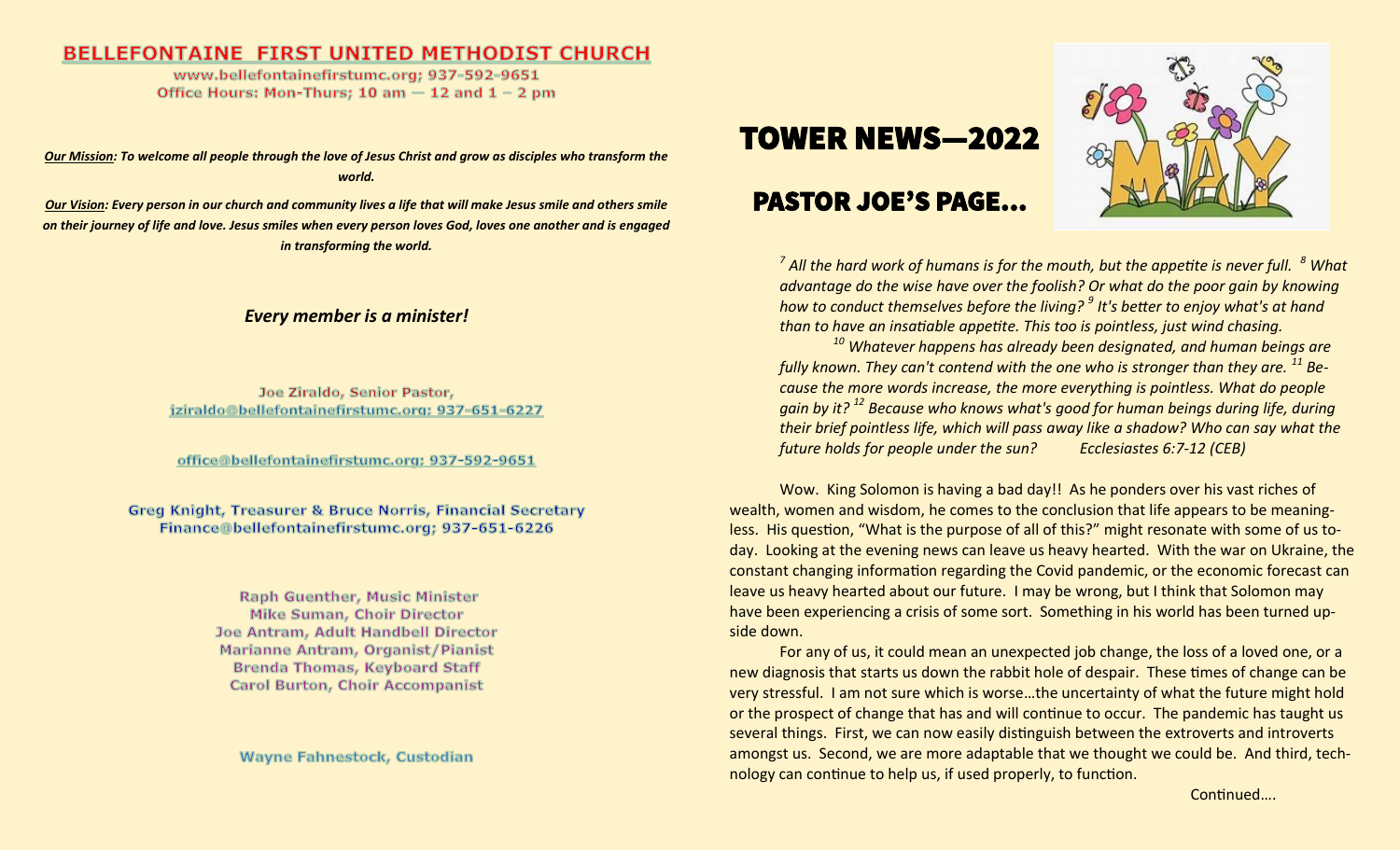# BELLEFONTAINE FIRST UNITED METHODIST CHURCH

www.bellefontainefirstumc.org; 937-592-9651
Office Hours: Mon-Thurs; 10 am — 12 and 1 – 2 pm

***Our Mission:** To welcome all people through the love of Jesus Christ and grow as disciples who transform the world.*

***Our Vision:** Every person in our church and community lives a life that will make Jesus smile and others smile on their journey of life and love. Jesus smiles when every person loves God, loves one another and is engaged in transforming the world.*

***Every member is a minister!***

Joe Ziraldo, Senior Pastor,
jziraldo@bellefontainefirstumc.org; 937-651-6227

office@bellefontainefirstumc.org; 937-592-9651

Greg Knight, Treasurer & Bruce Norris, Financial Secretary
Finance@bellefontainefirstumc.org; 937-651-6226

Raph Guenther, Music Minister
Mike Suman, Choir Director
Joe Antram, Adult Handbell Director
Marianne Antram, Organist/Pianist
Brenda Thomas, Keyboard Staff
Carol Burton, Choir Accompanist

Wayne Fahnestock, Custodian

# TOWER NEWS—2022

## PASTOR JOE'S PAGE…

*[7] All the hard work of humans is for the mouth, but the appetite is never full. [8] What advantage do the wise have over the foolish? Or what do the poor gain by knowing how to conduct themselves before the living? [9] It's better to enjoy what's at hand than to have an insatiable appetite. This too is pointless, just wind chasing. [10] Whatever happens has already been designated, and human beings are fully known. They can't contend with the one who is stronger than they are. [11] Because the more words increase, the more everything is pointless. What do people gain by it? [12] Because who knows what's good for human beings during life, during their brief pointless life, which will pass away like a shadow? Who can say what the future holds for people under the sun? Ecclesiastes 6:7-12 (CEB)*

Wow. King Solomon is having a bad day!! As he ponders over his vast riches of wealth, women and wisdom, he comes to the conclusion that life appears to be meaningless. His question, "What is the purpose of all of this?" might resonate with some of us today. Looking at the evening news can leave us heavy hearted. With the war on Ukraine, the constant changing information regarding the Covid pandemic, or the economic forecast can leave us heavy hearted about our future. I may be wrong, but I think that Solomon may have been experiencing a crisis of some sort. Something in his world has been turned upside down.

For any of us, it could mean an unexpected job change, the loss of a loved one, or a new diagnosis that starts us down the rabbit hole of despair. These times of change can be very stressful. I am not sure which is worse…the uncertainty of what the future might hold or the prospect of change that has and will continue to occur. The pandemic has taught us several things. First, we can now easily distinguish between the extroverts and introverts amongst us. Second, we are more adaptable that we thought we could be. And third, technology can continue to help us, if used properly, to function.

Continued….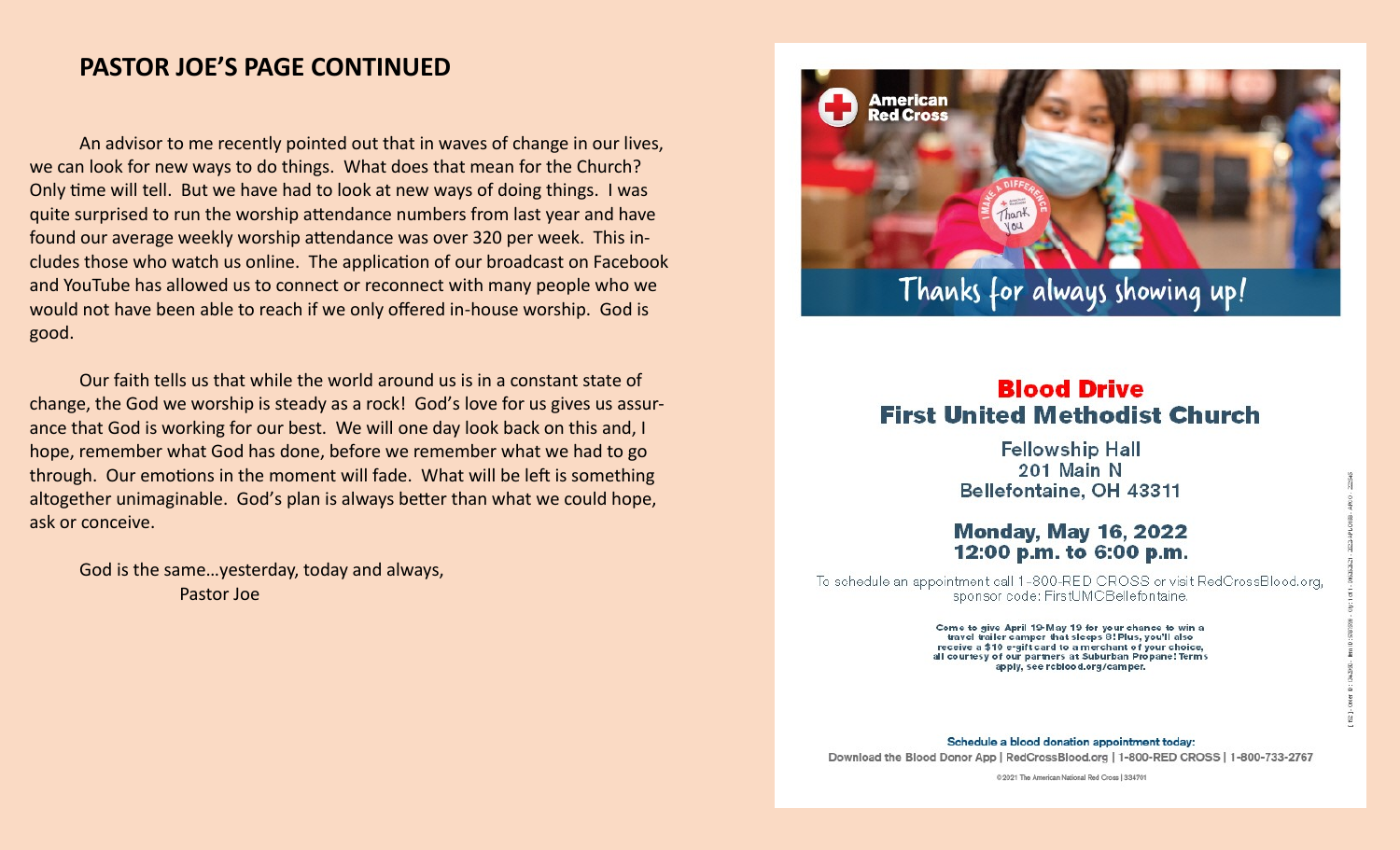## PASTOR JOE'S PAGE CONTINUED

An advisor to me recently pointed out that in waves of change in our lives, we can look for new ways to do things. What does that mean for the Church? Only time will tell. But we have had to look at new ways of doing things. I was quite surprised to run the worship attendance numbers from last year and have found our average weekly worship attendance was over 320 per week. This includes those who watch us online. The application of our broadcast on Facebook and YouTube has allowed us to connect or reconnect with many people who we would not have been able to reach if we only offered in-house worship. God is good.

Our faith tells us that while the world around us is in a constant state of change, the God we worship is steady as a rock! God's love for us gives us assurance that God is working for our best. We will one day look back on this and, I hope, remember what God has done, before we remember what we had to go through. Our emotions in the moment will fade. What will be left is something altogether unimaginable. God's plan is always better than what we could hope, ask or conceive.

God is the same…yesterday, today and always,
Pastor Joe

American Red Cross

Thanks for always showing up!

## Blood Drive
## First United Methodist Church

Fellowship Hall
201 Main N
Bellefontaine, OH 43311

**Monday, May 16, 2022**
**12:00 p.m. to 6:00 p.m.**

To schedule an appointment call 1-800-RED CROSS or visit RedCrossBlood.org, sponsor code: FirstUMCBellefontaine.

**Come to give April 19-May 19 for your chance to win a travel trailer camper that sleeps 8! Plus, you'll also receive a $10 e-gift card to a merchant of your choice, all courtesy of our partners at Suburban Propane! Terms apply, see rcblood.org/camper.**

**Schedule a blood donation appointment today:**
Download the Blood Donor App | RedCrossBlood.org | 1-800-RED CROSS | 1-800-733-2767

©2021 The American National Red Cross | 334701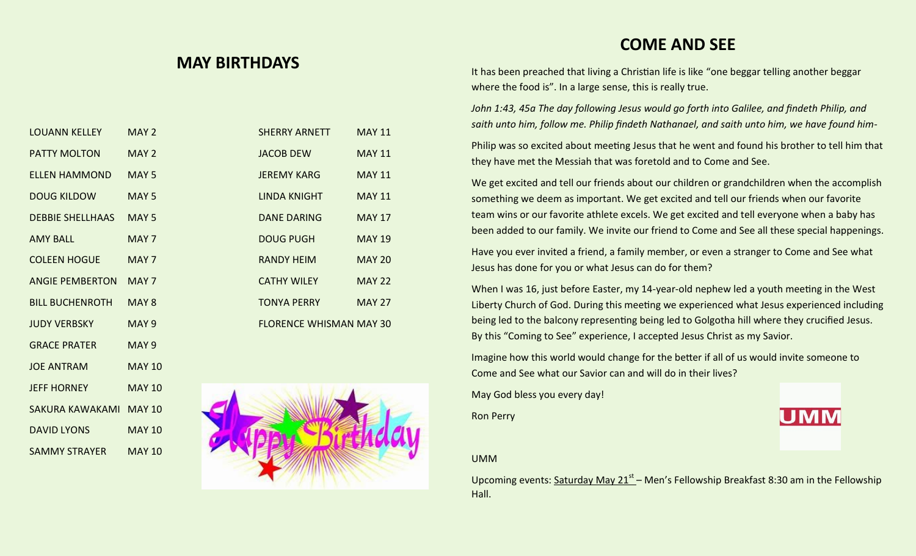## MAY BIRTHDAYS

| | |
|---|---|
| LOUANN KELLEY | MAY 2 |
| PATTY MOLTON | MAY 2 |
| ELLEN HAMMOND | MAY 5 |
| DOUG KILDOW | MAY 5 |
| DEBBIE SHELLHAAS | MAY 5 |
| AMY BALL | MAY 7 |
| COLEEN HOGUE | MAY 7 |
| ANGIE PEMBERTON | MAY 7 |
| BILL BUCHENROTH | MAY 8 |
| JUDY VERBSKY | MAY 9 |
| GRACE PRATER | MAY 9 |
| JOE ANTRAM | MAY 10 |
| JEFF HORNEY | MAY 10 |
| SAKURA KAWAKAMI | MAY 10 |
| DAVID LYONS | MAY 10 |
| SAMMY STRAYER | MAY 10 |
| SHERRY ARNETT | MAY 11 |
| JACOB DEW | MAY 11 |
| JEREMY KARG | MAY 11 |
| LINDA KNIGHT | MAY 11 |
| DANE DARING | MAY 17 |
| DOUG PUGH | MAY 19 |
| RANDY HEIM | MAY 20 |
| CATHY WILEY | MAY 22 |
| TONYA PERRY | MAY 27 |
| FLORENCE WHISMAN | MAY 30 |

## COME AND SEE

It has been preached that living a Christian life is like "one beggar telling another beggar where the food is". In a large sense, this is really true.

*John 1:43, 45a The day following Jesus would go forth into Galilee, and findeth Philip, and saith unto him, follow me. Philip findeth Nathanael, and saith unto him, we have found him-*

Philip was so excited about meeting Jesus that he went and found his brother to tell him that they have met the Messiah that was foretold and to Come and See.

We get excited and tell our friends about our children or grandchildren when the accomplish something we deem as important. We get excited and tell our friends when our favorite team wins or our favorite athlete excels. We get excited and tell everyone when a baby has been added to our family. We invite our friend to Come and See all these special happenings.

Have you ever invited a friend, a family member, or even a stranger to Come and See what Jesus has done for you or what Jesus can do for them?

When I was 16, just before Easter, my 14-year-old nephew led a youth meeting in the West Liberty Church of God. During this meeting we experienced what Jesus experienced including being led to the balcony representing being led to Golgotha hill where they crucified Jesus. By this "Coming to See" experience, I accepted Jesus Christ as my Savior.

Imagine how this world would change for the better if all of us would invite someone to Come and See what our Savior can and will do in their lives?

May God bless you every day!

Ron Perry

UMM

Upcoming events: Saturday May 21st – Men's Fellowship Breakfast 8:30 am in the Fellowship Hall.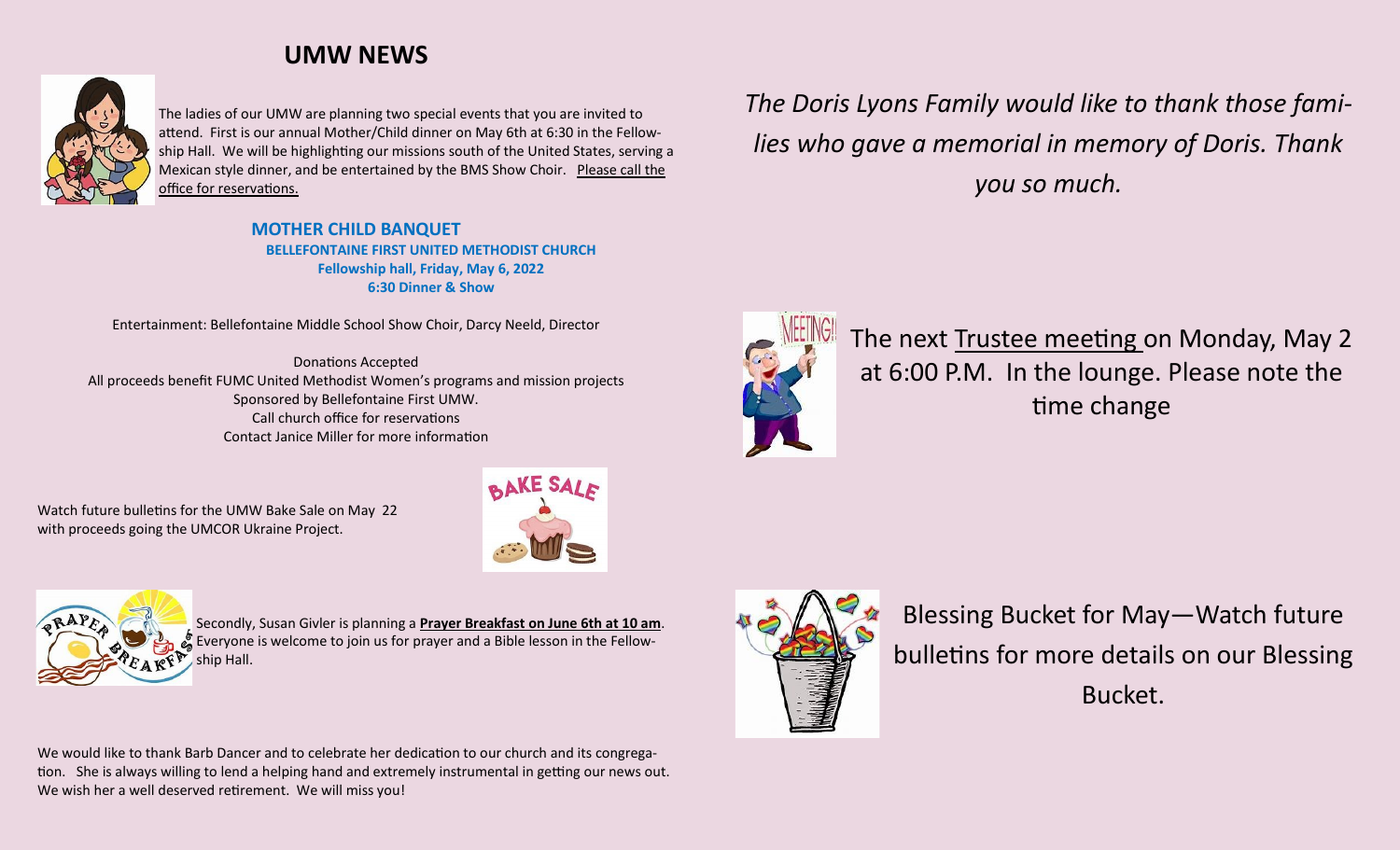## UMW NEWS

The ladies of our UMW are planning two special events that you are invited to attend. First is our annual Mother/Child dinner on May 6th at 6:30 in the Fellowship Hall. We will be highlighting our missions south of the United States, serving a Mexican style dinner, and be entertained by the BMS Show Choir. Please call the office for reservations.

**MOTHER CHILD BANQUET**
**BELLEFONTAINE FIRST UNITED METHODIST CHURCH**
**Fellowship hall, Friday, May 6, 2022**
**6:30 Dinner & Show**

Entertainment: Bellefontaine Middle School Show Choir, Darcy Neeld, Director

Donations Accepted
All proceeds benefit FUMC United Methodist Women's programs and mission projects
Sponsored by Bellefontaine First UMW.
Call church office for reservations
Contact Janice Miller for more information

Watch future bulletins for the UMW Bake Sale on May 22 with proceeds going the UMCOR Ukraine Project.

Secondly, Susan Givler is planning a **Prayer Breakfast on June 6th at 10 am**. Everyone is welcome to join us for prayer and a Bible lesson in the Fellowship Hall.

We would like to thank Barb Dancer and to celebrate her dedication to our church and its congregation. She is always willing to lend a helping hand and extremely instrumental in getting our news out. We wish her a well deserved retirement. We will miss you!

*The Doris Lyons Family would like to thank those families who gave a memorial in memory of Doris. Thank you so much.*

The next Trustee meeting on Monday, May 2 at 6:00 P.M. In the lounge. Please note the time change

Blessing Bucket for May—Watch future bulletins for more details on our Blessing Bucket.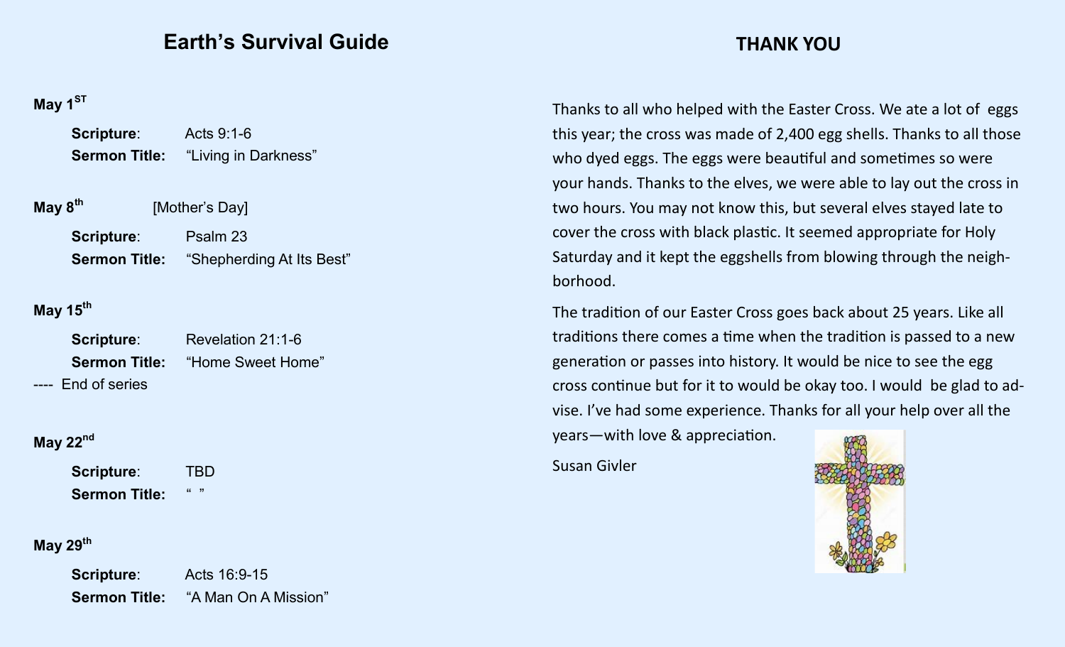## Earth's Survival Guide

**May 1ST**

**Scripture**: Acts 9:1-6
**Sermon Title:** "Living in Darkness"

**May 8th** [Mother's Day]

**Scripture**: Psalm 23
**Sermon Title:** "Shepherding At Its Best"

**May 15th**

**Scripture**: Revelation 21:1-6
**Sermon Title:** "Home Sweet Home"

---- End of series

**May 22nd**

**Scripture**: TBD
**Sermon Title:** " "

**May 29th**

**Scripture**: Acts 16:9-15
**Sermon Title:** "A Man On A Mission"

## THANK YOU

Thanks to all who helped with the Easter Cross. We ate a lot of eggs this year; the cross was made of 2,400 egg shells. Thanks to all those who dyed eggs. The eggs were beautiful and sometimes so were your hands. Thanks to the elves, we were able to lay out the cross in two hours. You may not know this, but several elves stayed late to cover the cross with black plastic. It seemed appropriate for Holy Saturday and it kept the eggshells from blowing through the neighborhood.

The tradition of our Easter Cross goes back about 25 years. Like all traditions there comes a time when the tradition is passed to a new generation or passes into history. It would be nice to see the egg cross continue but for it to would be okay too. I would be glad to advise. I've had some experience. Thanks for all your help over all the years—with love & appreciation.

Susan Givler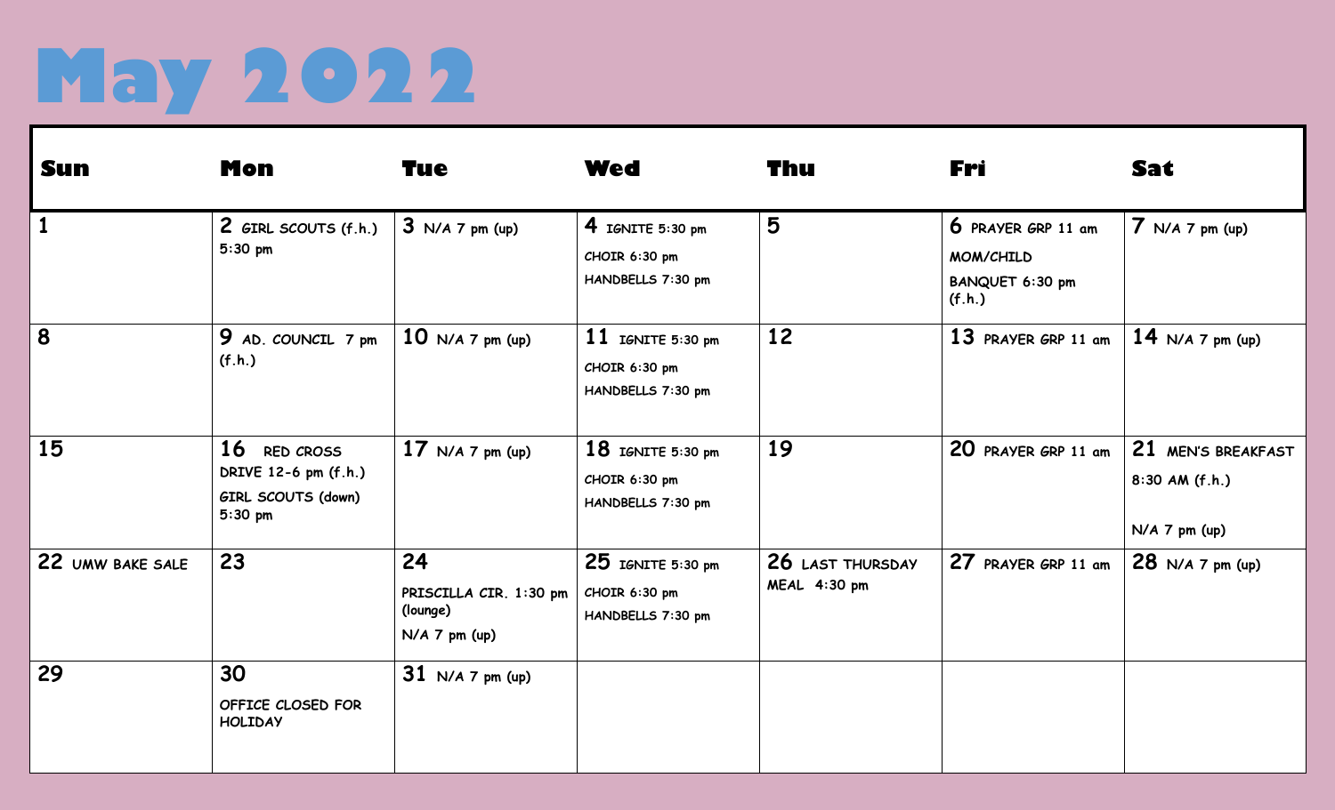# May 2022

| Sun | Mon | Tue | Wed | Thu | Fri | Sat |
|---|---|---|---|---|---|---|
| 1 | 2 GIRL SCOUTS (f.h.) 5:30 pm | 3 N/A 7 pm (up) | 4 IGNITE 5:30 pm<br>CHOIR 6:30 pm<br>HANDBELLS 7:30 pm | 5 | 6 PRAYER GRP 11 am<br>MOM/CHILD BANQUET 6:30 pm (f.h.) | 7 N/A 7 pm (up) |
| 8 | 9 AD. COUNCIL 7 pm (f.h.) | 10 N/A 7 pm (up) | 11 IGNITE 5:30 pm<br>CHOIR 6:30 pm<br>HANDBELLS 7:30 pm | 12 | 13 PRAYER GRP 11 am | 14 N/A 7 pm (up) |
| 15 | 16 RED CROSS DRIVE 12-6 pm (f.h.)<br>GIRL SCOUTS (down) 5:30 pm | 17 N/A 7 pm (up) | 18 IGNITE 5:30 pm<br>CHOIR 6:30 pm<br>HANDBELLS 7:30 pm | 19 | 20 PRAYER GRP 11 am | 21 MEN'S BREAKFAST 8:30 AM (f.h.)<br>N/A 7 pm (up) |
| 22 UMW BAKE SALE | 23 | 24<br>PRISCILLA CIR. 1:30 pm (lounge)<br>N/A 7 pm (up) | 25 IGNITE 5:30 pm<br>CHOIR 6:30 pm<br>HANDBELLS 7:30 pm | 26 LAST THURSDAY MEAL 4:30 pm | 27 PRAYER GRP 11 am | 28 N/A 7 pm (up) |
| 29 | 30<br>OFFICE CLOSED FOR HOLIDAY | 31 N/A 7 pm (up) | | | | |